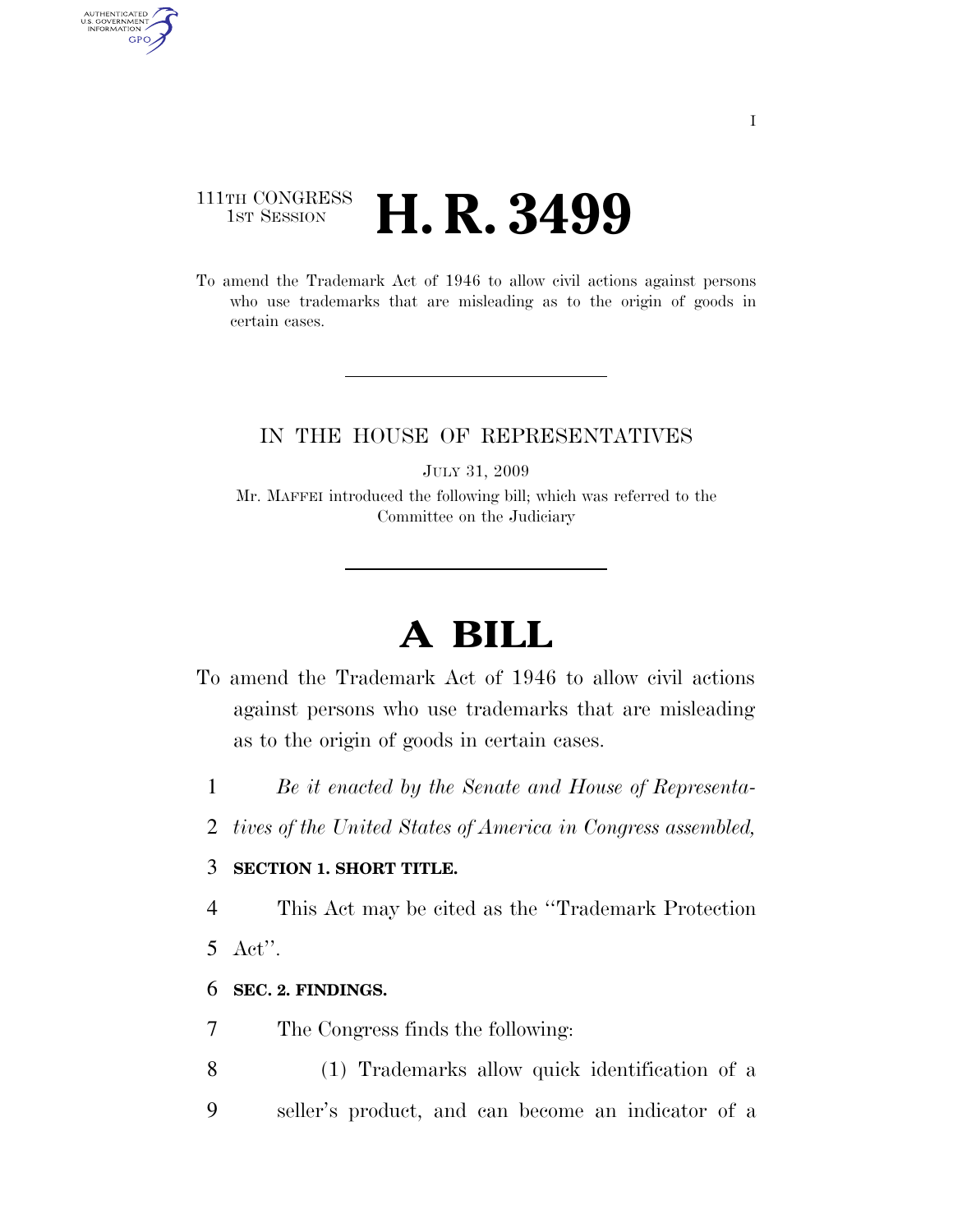111TH CONGRESS
1ST SESSION

# H. R. 3499

To amend the Trademark Act of 1946 to allow civil actions against persons who use trademarks that are misleading as to the origin of goods in certain cases.

IN THE HOUSE OF REPRESENTATIVES

JULY 31, 2009

Mr. MAFFEI introduced the following bill; which was referred to the Committee on the Judiciary

# A BILL

To amend the Trademark Act of 1946 to allow civil actions against persons who use trademarks that are misleading as to the origin of goods in certain cases.

*Be it enacted by the Senate and House of Representatives of the United States of America in Congress assembled,*

**SECTION 1. SHORT TITLE.**

This Act may be cited as the "Trademark Protection Act".

**SEC. 2. FINDINGS.**

The Congress finds the following:

(1) Trademarks allow quick identification of a seller's product, and can become an indicator of a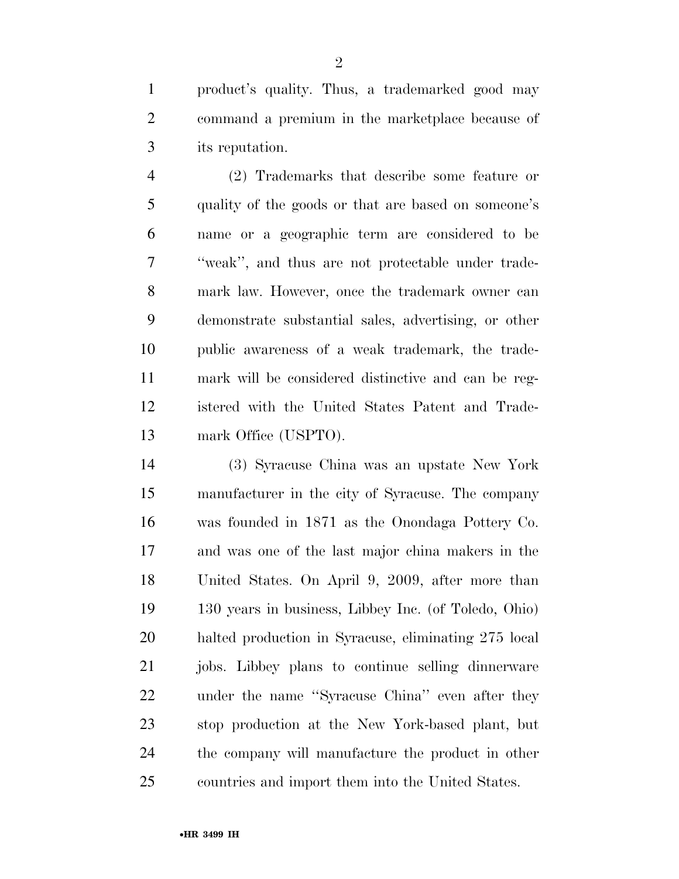product's quality. Thus, a trademarked good may command a premium in the marketplace because of its reputation.

(2) Trademarks that describe some feature or quality of the goods or that are based on someone's name or a geographic term are considered to be "weak", and thus are not protectable under trademark law. However, once the trademark owner can demonstrate substantial sales, advertising, or other public awareness of a weak trademark, the trademark will be considered distinctive and can be registered with the United States Patent and Trademark Office (USPTO).

(3) Syracuse China was an upstate New York manufacturer in the city of Syracuse. The company was founded in 1871 as the Onondaga Pottery Co. and was one of the last major china makers in the United States. On April 9, 2009, after more than 130 years in business, Libbey Inc. (of Toledo, Ohio) halted production in Syracuse, eliminating 275 local jobs. Libbey plans to continue selling dinnerware under the name "Syracuse China" even after they stop production at the New York-based plant, but the company will manufacture the product in other countries and import them into the United States.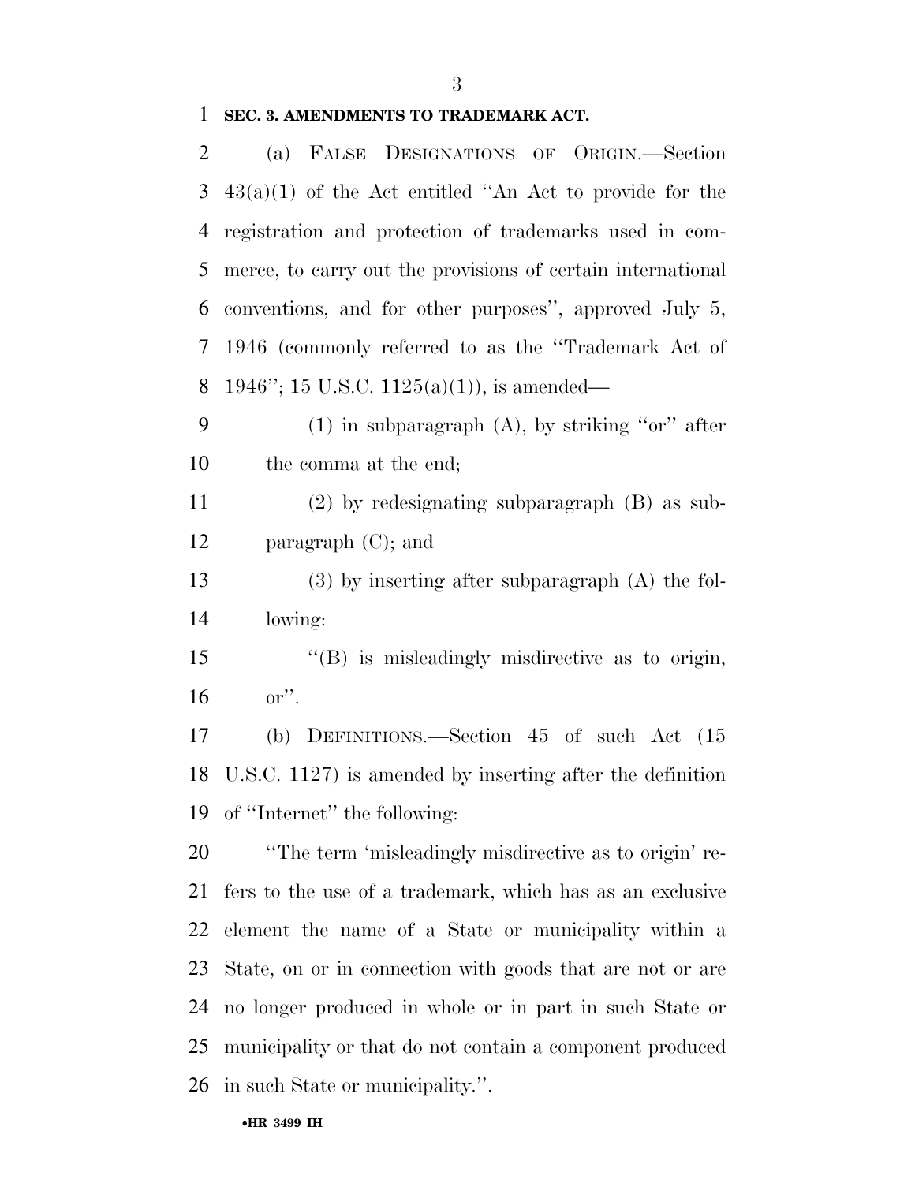**SEC. 3. AMENDMENTS TO TRADEMARK ACT.**

(a) FALSE DESIGNATIONS OF ORIGIN.—Section 43(a)(1) of the Act entitled ''An Act to provide for the registration and protection of trademarks used in commerce, to carry out the provisions of certain international conventions, and for other purposes'', approved July 5, 1946 (commonly referred to as the ''Trademark Act of 1946''; 15 U.S.C. 1125(a)(1)), is amended—

(1) in subparagraph (A), by striking ''or'' after the comma at the end;

(2) by redesignating subparagraph (B) as subparagraph (C); and

(3) by inserting after subparagraph (A) the following:

''(B) is misleadingly misdirective as to origin, or''.

(b) DEFINITIONS.—Section 45 of such Act (15 U.S.C. 1127) is amended by inserting after the definition of ''Internet'' the following:

''The term 'misleadingly misdirective as to origin' refers to the use of a trademark, which has as an exclusive element the name of a State or municipality within a State, on or in connection with goods that are not or are no longer produced in whole or in part in such State or municipality or that do not contain a component produced in such State or municipality.''.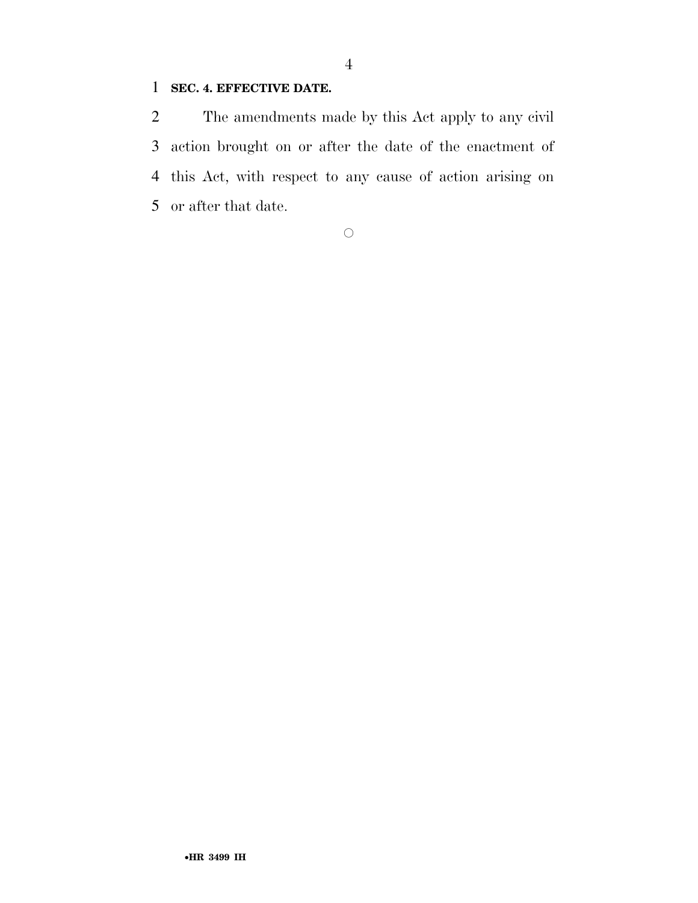**SEC. 4. EFFECTIVE DATE.**

The amendments made by this Act apply to any civil action brought on or after the date of the enactment of this Act, with respect to any cause of action arising on or after that date.